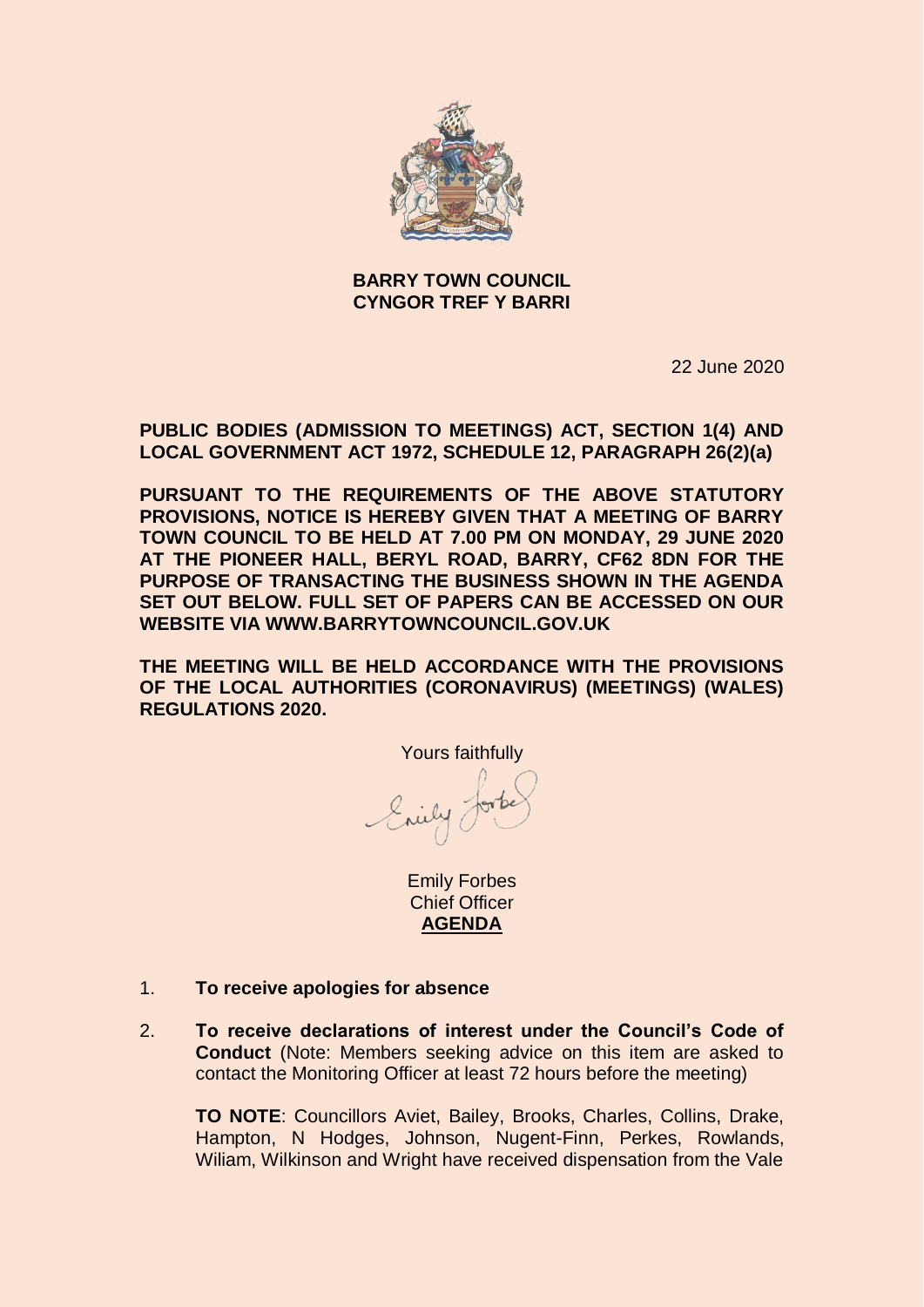**BARRY TOWN COUNCIL**
**CYNGOR TREF Y BARRI**

22 June 2020

**PUBLIC BODIES (ADMISSION TO MEETINGS) ACT, SECTION 1(4) AND LOCAL GOVERNMENT ACT 1972, SCHEDULE 12, PARAGRAPH 26(2)(a)**

**PURSUANT TO THE REQUIREMENTS OF THE ABOVE STATUTORY PROVISIONS, NOTICE IS HEREBY GIVEN THAT A MEETING OF BARRY TOWN COUNCIL TO BE HELD AT 7.00 PM ON MONDAY, 29 JUNE 2020 AT THE PIONEER HALL, BERYL ROAD, BARRY, CF62 8DN FOR THE PURPOSE OF TRANSACTING THE BUSINESS SHOWN IN THE AGENDA SET OUT BELOW. FULL SET OF PAPERS CAN BE ACCESSED ON OUR WEBSITE VIA WWW.BARRYTOWNCOUNCIL.GOV.UK**

**THE MEETING WILL BE HELD ACCORDANCE WITH THE PROVISIONS OF THE LOCAL AUTHORITIES (CORONAVIRUS) (MEETINGS) (WALES) REGULATIONS 2020.**

Yours faithfully

Emily Forbes
Chief Officer

**AGENDA**

1. **To receive apologies for absence**

2. **To receive declarations of interest under the Council's Code of Conduct** (Note: Members seeking advice on this item are asked to contact the Monitoring Officer at least 72 hours before the meeting)

   **TO NOTE**: Councillors Aviet, Bailey, Brooks, Charles, Collins, Drake, Hampton, N Hodges, Johnson, Nugent-Finn, Perkes, Rowlands, Wiliam, Wilkinson and Wright have received dispensation from the Vale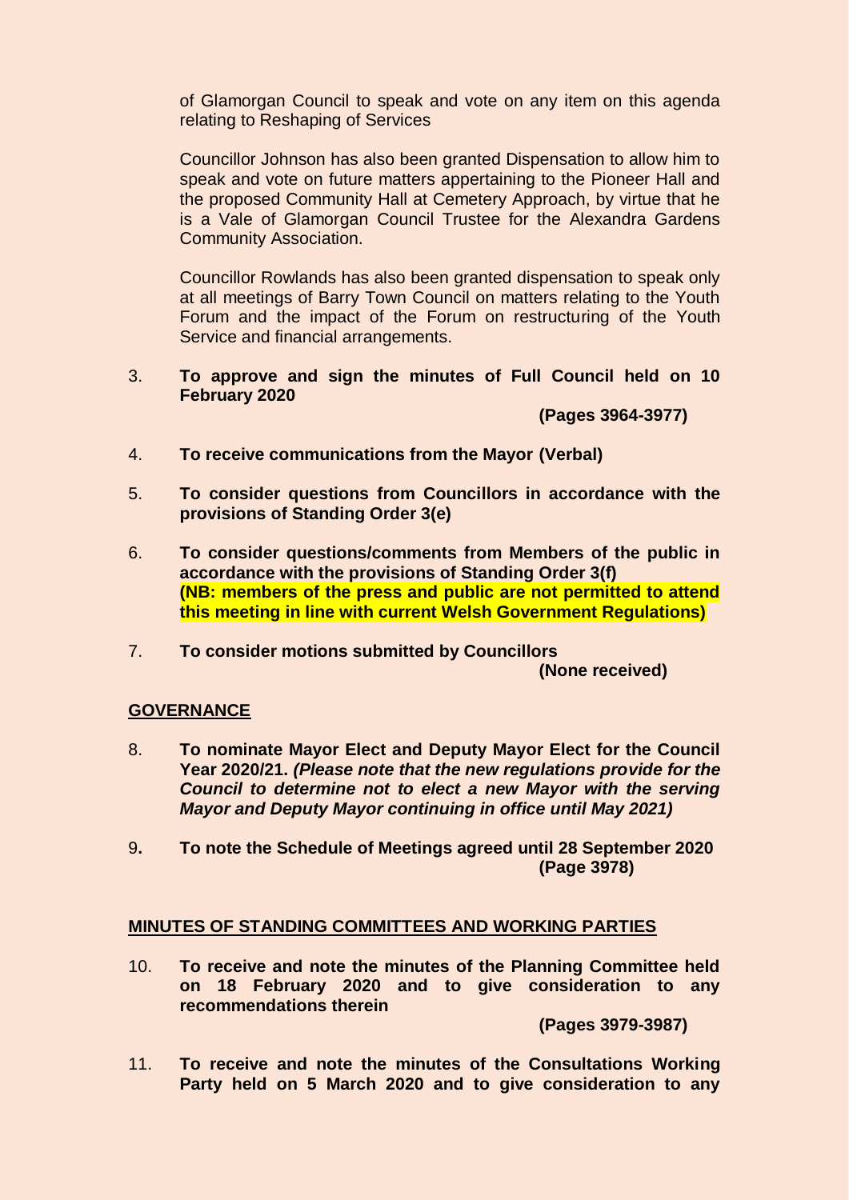of Glamorgan Council to speak and vote on any item on this agenda relating to Reshaping of Services

Councillor Johnson has also been granted Dispensation to allow him to speak and vote on future matters appertaining to the Pioneer Hall and the proposed Community Hall at Cemetery Approach, by virtue that he is a Vale of Glamorgan Council Trustee for the Alexandra Gardens Community Association.

Councillor Rowlands has also been granted dispensation to speak only at all meetings of Barry Town Council on matters relating to the Youth Forum and the impact of the Forum on restructuring of the Youth Service and financial arrangements.

3. **To approve and sign the minutes of Full Council held on 10 February 2020**

   **(Pages 3964-3977)**

4. **To receive communications from the Mayor (Verbal)**

5. **To consider questions from Councillors in accordance with the provisions of Standing Order 3(e)**

6. **To consider questions/comments from Members of the public in accordance with the provisions of Standing Order 3(f)**
   **(NB: members of the press and public are not permitted to attend this meeting in line with current Welsh Government Regulations)**

7. **To consider motions submitted by Councillors**

   **(None received)**

**GOVERNANCE**

8. **To nominate Mayor Elect and Deputy Mayor Elect for the Council Year 2020/21.** ***(Please note that the new regulations provide for the Council to determine not to elect a new Mayor with the serving Mayor and Deputy Mayor continuing in office until May 2021)***

9. **To note the Schedule of Meetings agreed until 28 September 2020**

   **(Page 3978)**

**MINUTES OF STANDING COMMITTEES AND WORKING PARTIES**

10. **To receive and note the minutes of the Planning Committee held on 18 February 2020 and to give consideration to any recommendations therein**

    **(Pages 3979-3987)**

11. **To receive and note the minutes of the Consultations Working Party held on 5 March 2020 and to give consideration to any**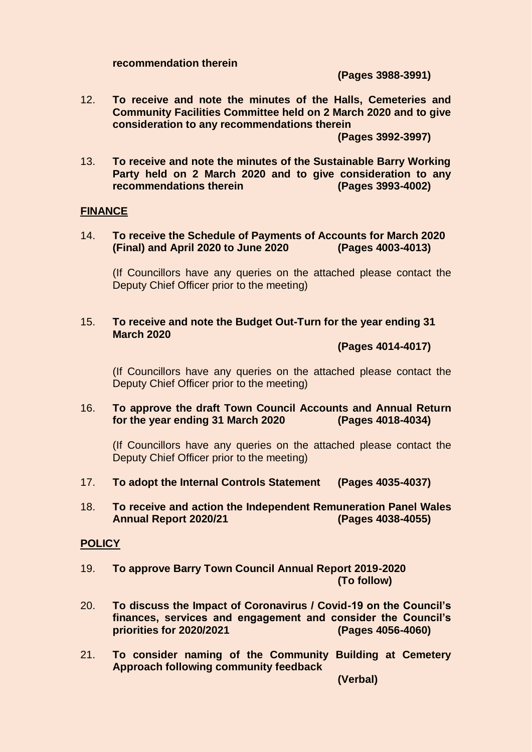**recommendation therein**

**(Pages 3988-3991)**

12. **To receive and note the minutes of the Halls, Cemeteries and Community Facilities Committee held on 2 March 2020 and to give consideration to any recommendations therein**

    **(Pages 3992-3997)**

13. **To receive and note the minutes of the Sustainable Barry Working Party held on 2 March 2020 and to give consideration to any recommendations therein (Pages 3993-4002)**

**FINANCE**

14. **To receive the Schedule of Payments of Accounts for March 2020 (Final) and April 2020 to June 2020 (Pages 4003-4013)**

    (If Councillors have any queries on the attached please contact the Deputy Chief Officer prior to the meeting)

15. **To receive and note the Budget Out-Turn for the year ending 31 March 2020**

    **(Pages 4014-4017)**

    (If Councillors have any queries on the attached please contact the Deputy Chief Officer prior to the meeting)

16. **To approve the draft Town Council Accounts and Annual Return for the year ending 31 March 2020 (Pages 4018-4034)**

    (If Councillors have any queries on the attached please contact the Deputy Chief Officer prior to the meeting)

17. **To adopt the Internal Controls Statement (Pages 4035-4037)**

18. **To receive and action the Independent Remuneration Panel Wales Annual Report 2020/21 (Pages 4038-4055)**

**POLICY**

19. **To approve Barry Town Council Annual Report 2019-2020**

    **(To follow)**

20. **To discuss the Impact of Coronavirus / Covid-19 on the Council's finances, services and engagement and consider the Council's priorities for 2020/2021 (Pages 4056-4060)**

21. **To consider naming of the Community Building at Cemetery Approach following community feedback**

    **(Verbal)**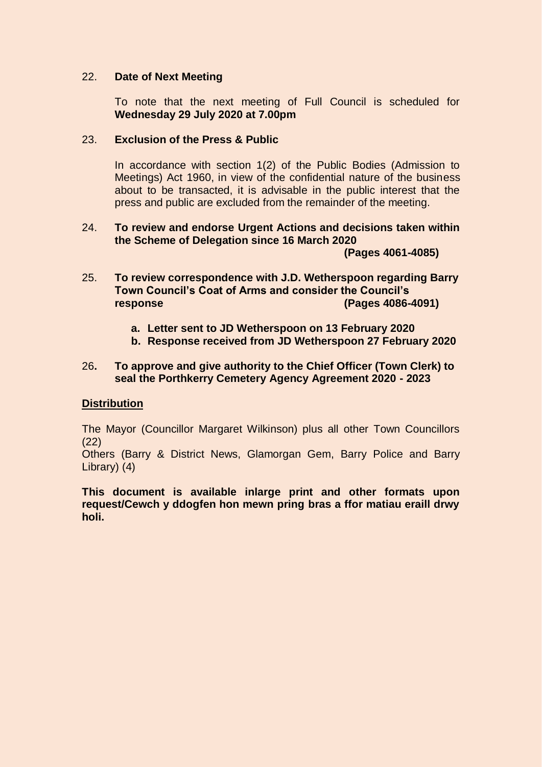22. **Date of Next Meeting**

    To note that the next meeting of Full Council is scheduled for **Wednesday 29 July 2020 at 7.00pm**

23. **Exclusion of the Press & Public**

    In accordance with section 1(2) of the Public Bodies (Admission to Meetings) Act 1960, in view of the confidential nature of the business about to be transacted, it is advisable in the public interest that the press and public are excluded from the remainder of the meeting.

24. **To review and endorse Urgent Actions and decisions taken within the Scheme of Delegation since 16 March 2020 (Pages 4061-4085)**

25. **To review correspondence with J.D. Wetherspoon regarding Barry Town Council's Coat of Arms and consider the Council's response (Pages 4086-4091)**

    a. **Letter sent to JD Wetherspoon on 13 February 2020**
    b. **Response received from JD Wetherspoon 27 February 2020**

26. **To approve and give authority to the Chief Officer (Town Clerk) to seal the Porthkerry Cemetery Agency Agreement 2020 - 2023**

**Distribution**

The Mayor (Councillor Margaret Wilkinson) plus all other Town Councillors (22)
Others (Barry & District News, Glamorgan Gem, Barry Police and Barry Library) (4)

**This document is available inlarge print and other formats upon request/Cewch y ddogfen hon mewn pring bras a ffor matiau eraill drwy holi.**